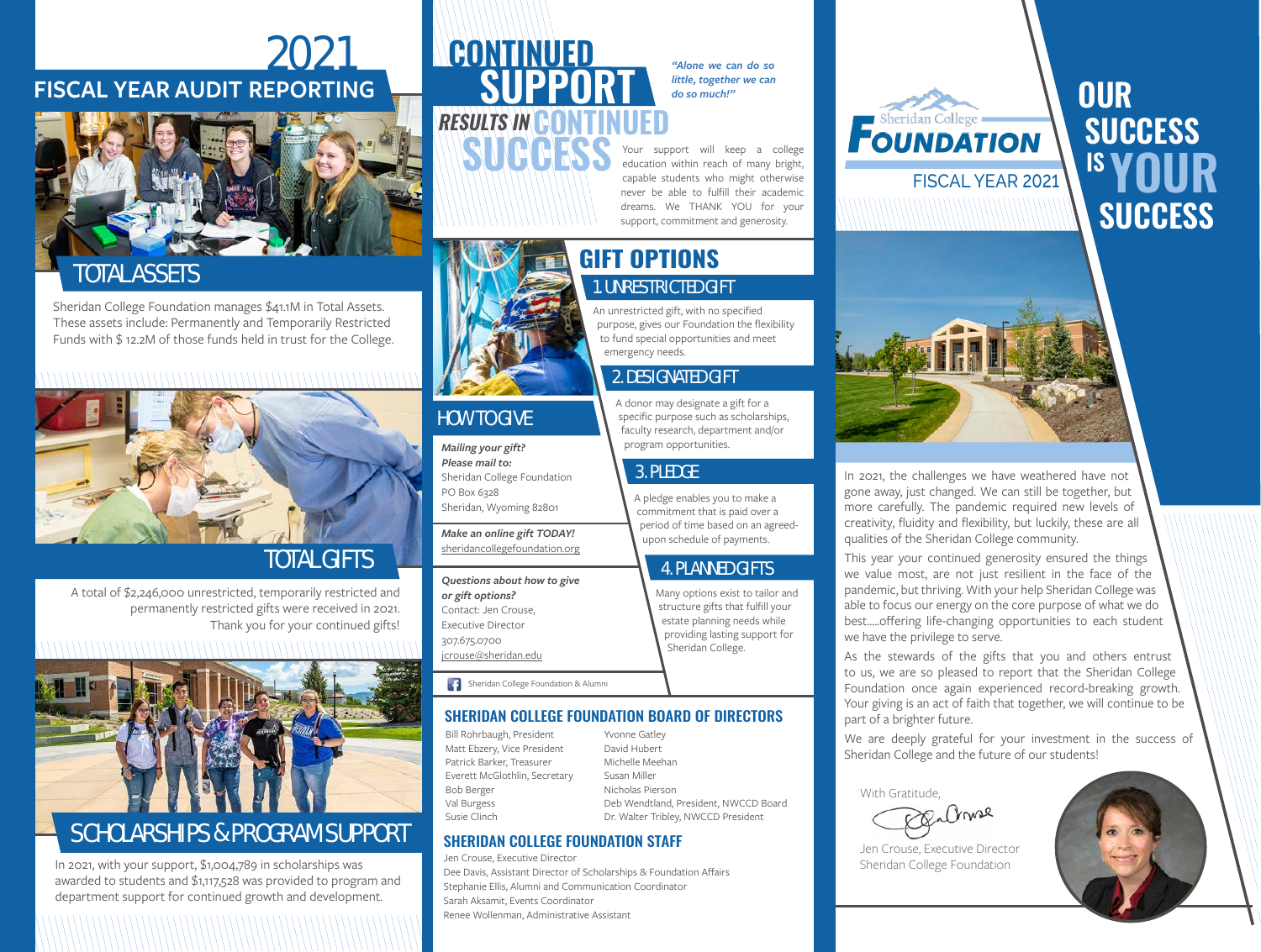# 2021 FISCAL YEAR AUDIT REPORTING

## TOTAL ASSETS

Sheridan College Foundation manages $41.1M in Total Assets. These assets include: Permanently and Temporarily Restricted Funds with $ 12.2M of those funds held in trust for the College.

## TOTAL GIFTS

A total of $2,246,000 unrestricted, temporarily restricted and permanently restricted gifts were received in 2021. Thank you for your continued gifts!

## SCHOLARSHIPS & PROGRAM SUPPORT

In 2021, with your support, $1,004,789 in scholarships was awarded to students and $1,117,528 was provided to program and department support for continued growth and development.

# CONTINUED SUPPORT RESULTS IN CONTINUED SUCCESS

*"Alone we can do so little, together we can do so much!"*

Your support will keep a college education within reach of many bright, capable students who might otherwise never be able to fulfill their academic dreams. We THANK YOU for your support, commitment and generosity.

## GIFT OPTIONS

### 1. UNRESTRICTED GIFT

An unrestricted gift, with no specified purpose, gives our Foundation the flexibility to fund special opportunities and meet emergency needs.

### 2. DESIGNATED GIFT

A donor may designate a gift for a specific purpose such as scholarships, faculty research, department and/or program opportunities.

### 3. PLEDGE

A pledge enables you to make a commitment that is paid over a period of time based on an agreed-upon schedule of payments.

### 4. PLANNED GIFTS

Many options exist to tailor and structure gifts that fulfill your estate planning needs while providing lasting support for Sheridan College.

## HOW TO GIVE

***Mailing your gift? Please mail to:***
Sheridan College Foundation
PO Box 6328
Sheridan, Wyoming 82801

***Make an online gift TODAY!***
sheridancollegefoundation.org

***Questions about how to give or gift options?***
Contact: Jen Crouse,
Executive Director
307.675.0700
jcrouse@sheridan.edu

Sheridan College Foundation & Alumni

## SHERIDAN COLLEGE FOUNDATION BOARD OF DIRECTORS

Bill Rohrbaugh, President
Matt Ebzery, Vice President
Patrick Barker, Treasurer
Everett McGlothlin, Secretary
Bob Berger
Val Burgess
Susie Clinch
Yvonne Gatley
David Hubert
Michelle Meehan
Susan Miller
Nicholas Pierson
Deb Wendtland, President, NWCCD Board
Dr. Walter Tribley, NWCCD President

## SHERIDAN COLLEGE FOUNDATION STAFF

Jen Crouse, Executive Director
Dee Davis, Assistant Director of Scholarships & Foundation Affairs
Stephanie Ellis, Alumni and Communication Coordinator
Sarah Aksamit, Events Coordinator
Renee Wollenman, Administrative Assistant

# Sheridan College FOUNDATION

FISCAL YEAR 2021

# OUR SUCCESS IS YOUR SUCCESS

In 2021, the challenges we have weathered have not gone away, just changed. We can still be together, but more carefully. The pandemic required new levels of creativity, fluidity and flexibility, but luckily, these are all qualities of the Sheridan College community.

This year your continued generosity ensured the things we value most, are not just resilient in the face of the pandemic, but thriving. With your help Sheridan College was able to focus our energy on the core purpose of what we do best.....offering life-changing opportunities to each student we have the privilege to serve.

As the stewards of the gifts that you and others entrust to us, we are so pleased to report that the Sheridan College Foundation once again experienced record-breaking growth. Your giving is an act of faith that together, we will continue to be part of a brighter future.

We are deeply grateful for your investment in the success of Sheridan College and the future of our students!

With Gratitude,

Jen Crouse, Executive Director
Sheridan College Foundation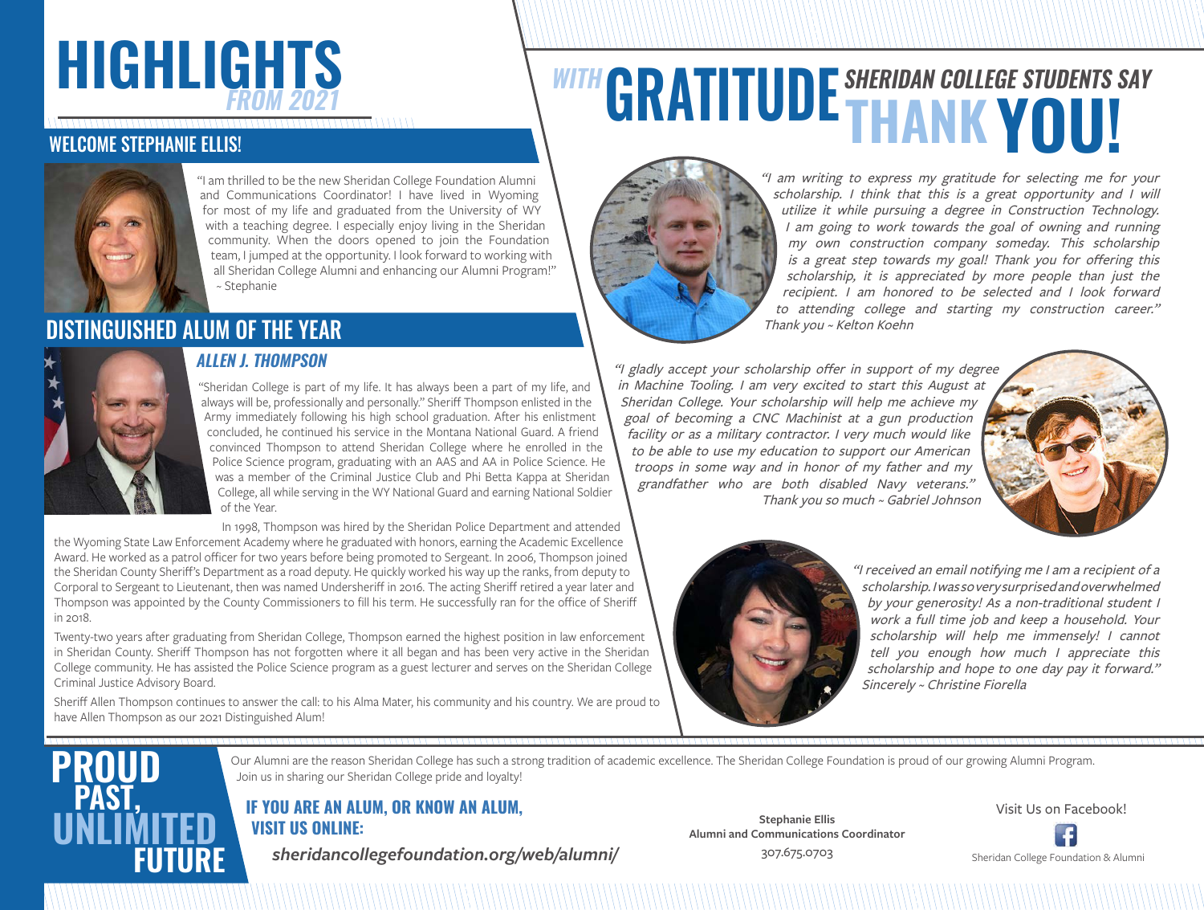# HIGHLIGHTS *FROM 2021*

## WELCOME STEPHANIE ELLIS!

"I am thrilled to be the new Sheridan College Foundation Alumni and Communications Coordinator! I have lived in Wyoming for most of my life and graduated from the University of WY with a teaching degree. I especially enjoy living in the Sheridan community. When the doors opened to join the Foundation team, I jumped at the opportunity. I look forward to working with all Sheridan College Alumni and enhancing our Alumni Program!" ~ Stephanie

## DISTINGUISHED ALUM OF THE YEAR

### *ALLEN J. THOMPSON*

"Sheridan College is part of my life. It has always been a part of my life, and always will be, professionally and personally." Sheriff Thompson enlisted in the Army immediately following his high school graduation. After his enlistment concluded, he continued his service in the Montana National Guard. A friend convinced Thompson to attend Sheridan College where he enrolled in the Police Science program, graduating with an AAS and AA in Police Science. He was a member of the Criminal Justice Club and Phi Betta Kappa at Sheridan College, all while serving in the WY National Guard and earning National Soldier of the Year.

In 1998, Thompson was hired by the Sheridan Police Department and attended the Wyoming State Law Enforcement Academy where he graduated with honors, earning the Academic Excellence Award. He worked as a patrol officer for two years before being promoted to Sergeant. In 2006, Thompson joined the Sheridan County Sheriff's Department as a road deputy. He quickly worked his way up the ranks, from deputy to Corporal to Sergeant to Lieutenant, then was named Undersheriff in 2016. The acting Sheriff retired a year later and Thompson was appointed by the County Commissioners to fill his term. He successfully ran for the office of Sheriff in 2018.

Twenty-two years after graduating from Sheridan College, Thompson earned the highest position in law enforcement in Sheridan County. Sheriff Thompson has not forgotten where it all began and has been very active in the Sheridan College community. He has assisted the Police Science program as a guest lecturer and serves on the Sheridan College Criminal Justice Advisory Board.

Sheriff Allen Thompson continues to answer the call: to his Alma Mater, his community and his country. We are proud to have Allen Thompson as our 2021 Distinguished Alum!

# *WITH* GRATITUDE *SHERIDAN COLLEGE STUDENTS SAY* THANK YOU!

*"I am writing to express my gratitude for selecting me for your scholarship. I think that this is a great opportunity and I will utilize it while pursuing a degree in Construction Technology. I am going to work towards the goal of owning and running my own construction company someday. This scholarship is a great step towards my goal! Thank you for offering this scholarship, it is appreciated by more people than just the recipient. I am honored to be selected and I look forward to attending college and starting my construction career." Thank you ~ Kelton Koehn*

*"I gladly accept your scholarship offer in support of my degree in Machine Tooling. I am very excited to start this August at Sheridan College. Your scholarship will help me achieve my goal of becoming a CNC Machinist at a gun production facility or as a military contractor. I very much would like to be able to use my education to support our American troops in some way and in honor of my father and my grandfather who are both disabled Navy veterans." Thank you so much ~ Gabriel Johnson*

*"I received an email notifying me I am a recipient of a scholarship. I was so very surprised and overwhelmed by your generosity! As a non-traditional student I work a full time job and keep a household. Your scholarship will help me immensely! I cannot tell you enough how much I appreciate this scholarship and hope to one day pay it forward." Sincerely ~ Christine Fiorella*

# PROUD PAST, UNLIMITED FUTURE

Our Alumni are the reason Sheridan College has such a strong tradition of academic excellence. The Sheridan College Foundation is proud of our growing Alumni Program. Join us in sharing our Sheridan College pride and loyalty!

**IF YOU ARE AN ALUM, OR KNOW AN ALUM, VISIT US ONLINE:**

***sheridancollegefoundation.org/web/alumni/***

**Stephanie Ellis**
**Alumni and Communications Coordinator**
307.675.0703

Visit Us on Facebook!

Sheridan College Foundation & Alumni